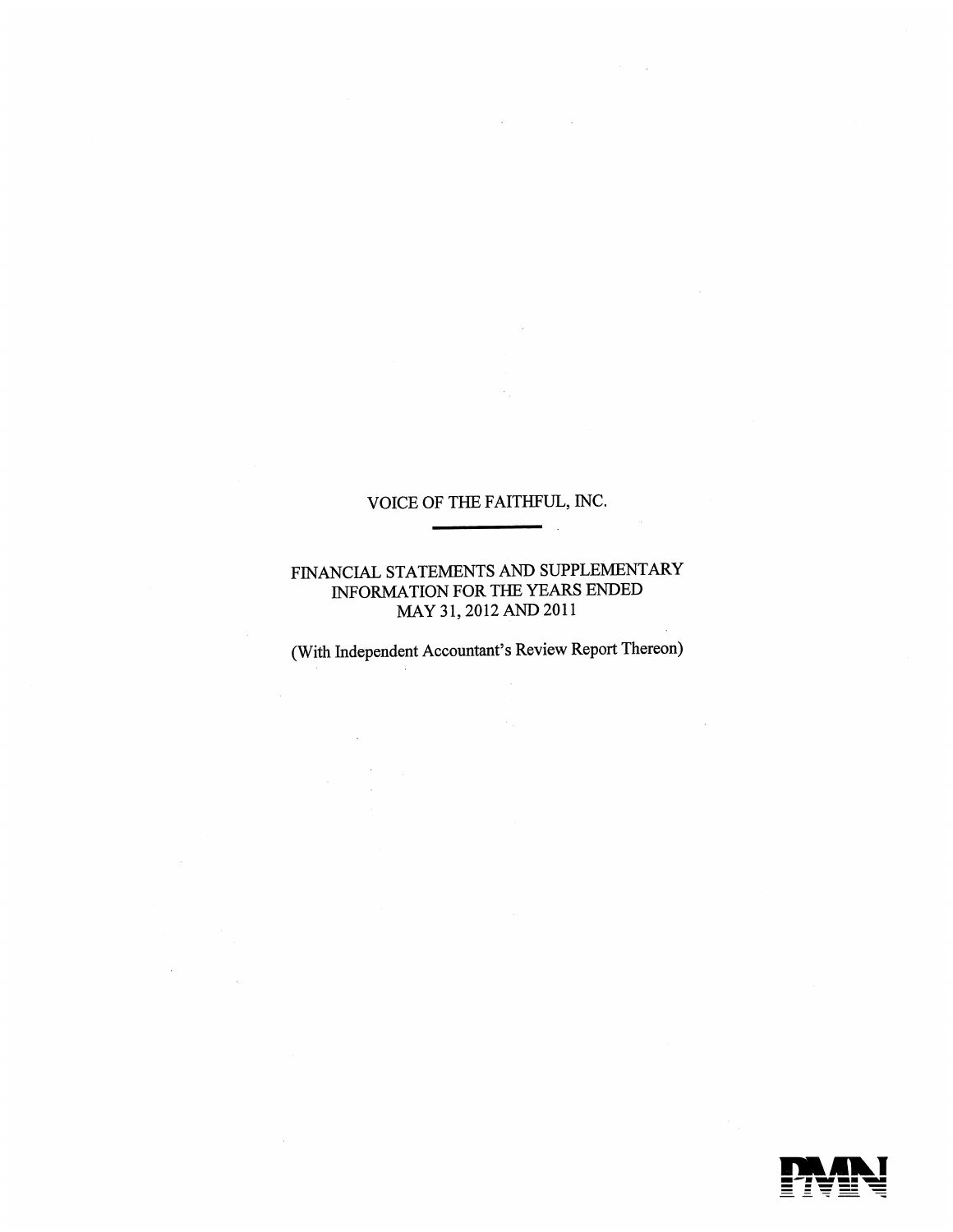# VOICE OF THE FAITHFUL, INC.

---

## FINANCIAL STATEMENTS AND SUPPLEMENTARY INFORMATION FOR THE YEARS ENDED MAY 31, 2012 AND 2011

(With Independent Accountant's Review Report Thereon)

PMN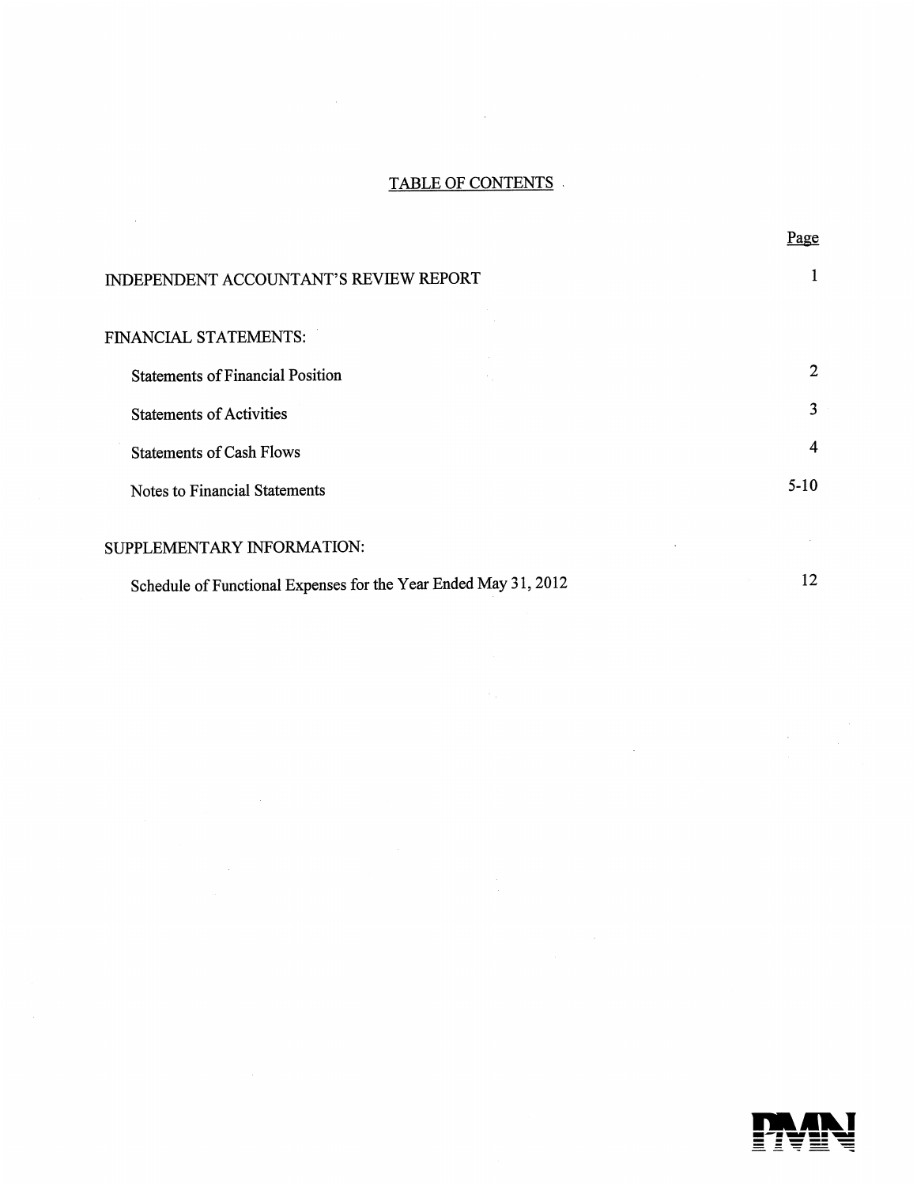# TABLE OF CONTENTS

| | Page |
|---|---|
| INDEPENDENT ACCOUNTANT'S REVIEW REPORT | 1 |
| FINANCIAL STATEMENTS: | |
| Statements of Financial Position | 2 |
| Statements of Activities | 3 |
| Statements of Cash Flows | 4 |
| Notes to Financial Statements | 5-10 |
| SUPPLEMENTARY INFORMATION: | |
| Schedule of Functional Expenses for the Year Ended May 31, 2012 | 12 |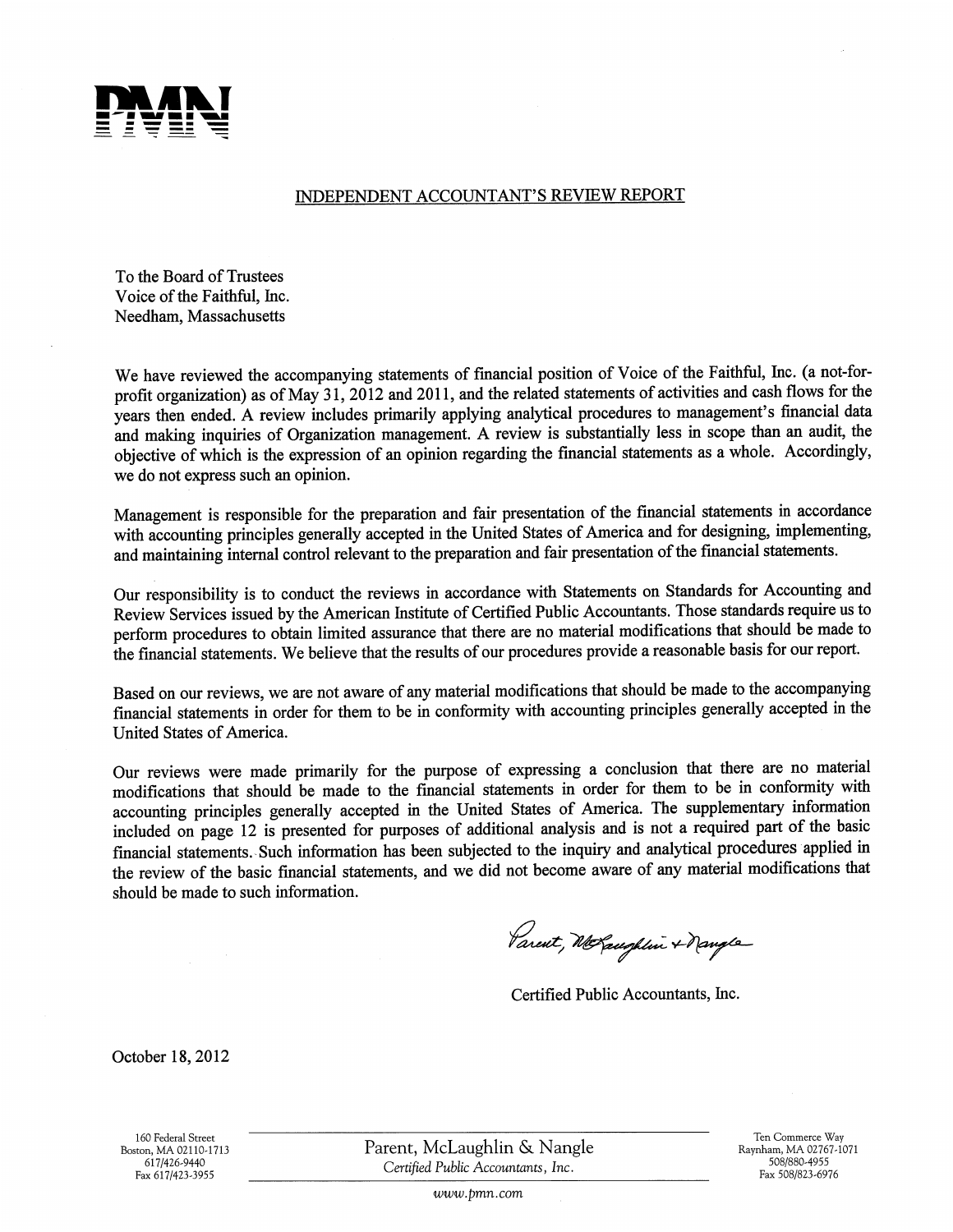PMN

## INDEPENDENT ACCOUNTANT'S REVIEW REPORT

To the Board of Trustees
Voice of the Faithful, Inc.
Needham, Massachusetts

We have reviewed the accompanying statements of financial position of Voice of the Faithful, Inc. (a not-for-profit organization) as of May 31, 2012 and 2011, and the related statements of activities and cash flows for the years then ended. A review includes primarily applying analytical procedures to management's financial data and making inquiries of Organization management. A review is substantially less in scope than an audit, the objective of which is the expression of an opinion regarding the financial statements as a whole. Accordingly, we do not express such an opinion.

Management is responsible for the preparation and fair presentation of the financial statements in accordance with accounting principles generally accepted in the United States of America and for designing, implementing, and maintaining internal control relevant to the preparation and fair presentation of the financial statements.

Our responsibility is to conduct the reviews in accordance with Statements on Standards for Accounting and Review Services issued by the American Institute of Certified Public Accountants. Those standards require us to perform procedures to obtain limited assurance that there are no material modifications that should be made to the financial statements. We believe that the results of our procedures provide a reasonable basis for our report.

Based on our reviews, we are not aware of any material modifications that should be made to the accompanying financial statements in order for them to be in conformity with accounting principles generally accepted in the United States of America.

Our reviews were made primarily for the purpose of expressing a conclusion that there are no material modifications that should be made to the financial statements in order for them to be in conformity with accounting principles generally accepted in the United States of America. The supplementary information included on page 12 is presented for purposes of additional analysis and is not a required part of the basic financial statements. Such information has been subjected to the inquiry and analytical procedures applied in the review of the basic financial statements, and we did not become aware of any material modifications that should be made to such information.

*Parent, McLaughlin + Nangle*

Certified Public Accountants, Inc.

October 18, 2012

160 Federal Street
Boston, MA 02110-1713
617/426-9440
Fax 617/423-3955

Parent, McLaughlin & Nangle
*Certified Public Accountants, Inc.*
*www.pmn.com*

Ten Commerce Way
Raynham, MA 02767-1071
508/880-4955
Fax 508/823-6976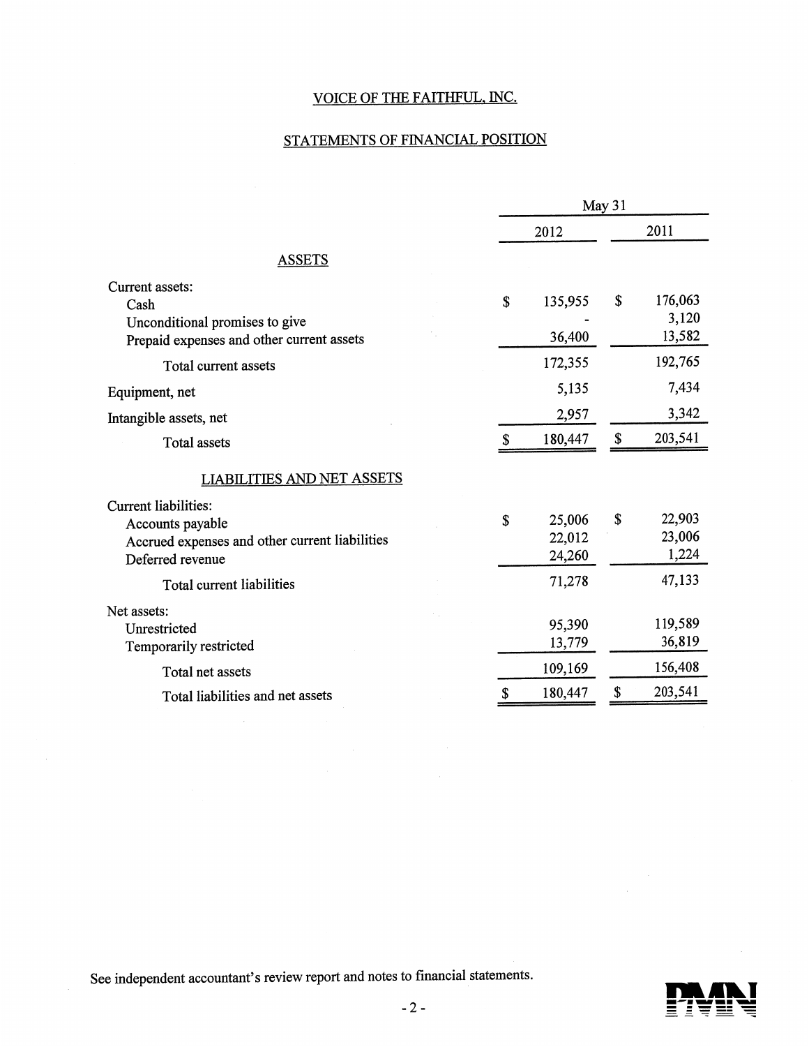# VOICE OF THE FAITHFUL, INC.

## STATEMENTS OF FINANCIAL POSITION

| | May 31 | |
|---|---|---|
| | 2012 | 2011 |
| **ASSETS** | | |
| Current assets: | | |
| Cash | $ 135,955 | $ 176,063 |
| Unconditional promises to give | - | 3,120 |
| Prepaid expenses and other current assets | 36,400 | 13,582 |
| Total current assets | 172,355 | 192,765 |
| Equipment, net | 5,135 | 7,434 |
| Intangible assets, net | 2,957 | 3,342 |
| Total assets | $ 180,447 | $ 203,541 |
| **LIABILITIES AND NET ASSETS** | | |
| Current liabilities: | | |
| Accounts payable | $ 25,006 | $ 22,903 |
| Accrued expenses and other current liabilities | 22,012 | 23,006 |
| Deferred revenue | 24,260 | 1,224 |
| Total current liabilities | 71,278 | 47,133 |
| Net assets: | | |
| Unrestricted | 95,390 | 119,589 |
| Temporarily restricted | 13,779 | 36,819 |
| Total net assets | 109,169 | 156,408 |
| Total liabilities and net assets | $ 180,447 | $ 203,541 |

See independent accountant's review report and notes to financial statements.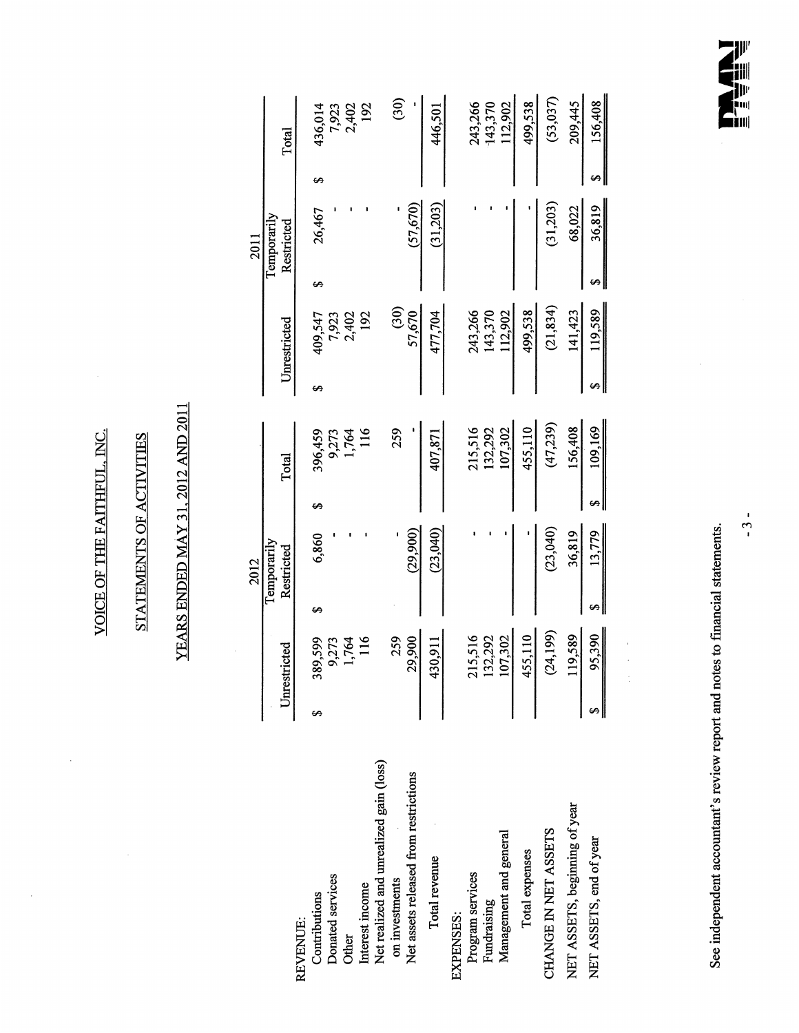# VOICE OF THE FAITHFUL, INC.

## STATEMENTS OF ACTIVITIES

## YEARS ENDED MAY 31, 2012 AND 2011

| | 2012 | | | 2011 | | |
|---|---|---|---|---|---|---|
| | Unrestricted | Temporarily Restricted | Total | Unrestricted | Temporarily Restricted | Total |
| **REVENUE:** | | | | | | |
| Contributions | $ 389,599 | $ 6,860 | $ 396,459 | $ 409,547 | $ 26,467 | $ 436,014 |
| Donated services | 9,273 | - | 9,273 | 7,923 | - | 7,923 |
| Other | 1,764 | - | 1,764 | 2,402 | - | 2,402 |
| Interest income | 116 | - | 116 | 192 | - | 192 |
| Net realized and unrealized gain (loss) on investments | 259 | - | 259 | (30) | - | (30) |
| Net assets released from restrictions | 29,900 | (29,900) | - | 57,670 | (57,670) | - |
| Total revenue | 430,911 | (23,040) | 407,871 | 477,704 | (31,203) | 446,501 |
| **EXPENSES:** | | | | | | |
| Program services | 215,516 | - | 215,516 | 243,266 | - | 243,266 |
| Fundraising | 132,292 | - | 132,292 | 143,370 | - | 143,370 |
| Management and general | 107,302 | - | 107,302 | 112,902 | - | 112,902 |
| Total expenses | 455,110 | - | 455,110 | 499,538 | - | 499,538 |
| CHANGE IN NET ASSETS | (24,199) | (23,040) | (47,239) | (21,834) | (31,203) | (53,037) |
| NET ASSETS, beginning of year | 119,589 | 36,819 | 156,408 | 141,423 | 68,022 | 209,445 |
| NET ASSETS, end of year | $ 95,390 | $ 13,779 | $ 109,169 | $ 119,589 | $ 36,819 | $ 156,408 |

See independent accountant's review report and notes to financial statements.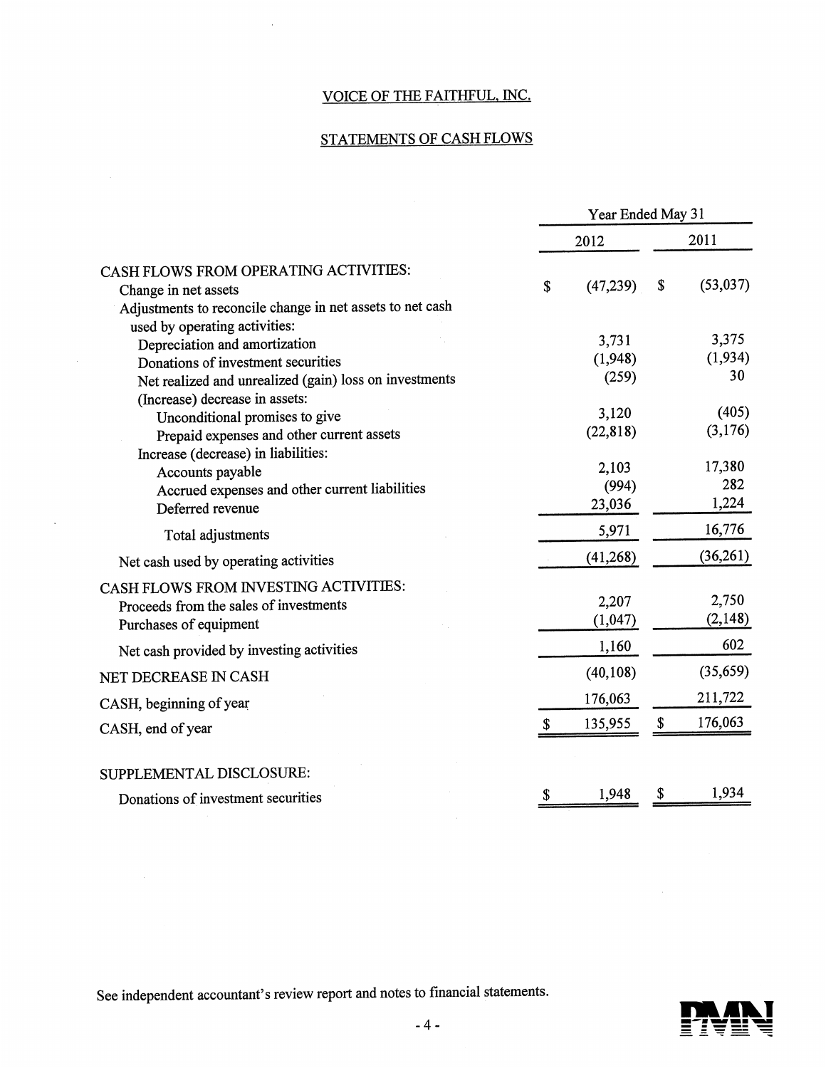# VOICE OF THE FAITHFUL, INC.

## STATEMENTS OF CASH FLOWS

| | Year Ended May 31 | |
|---|---|---|
| | 2012 | 2011 |
| **CASH FLOWS FROM OPERATING ACTIVITIES:** | | |
| Change in net assets | $ (47,239) | $ (53,037) |
| Adjustments to reconcile change in net assets to net cash used by operating activities: | | |
| Depreciation and amortization | 3,731 | 3,375 |
| Donations of investment securities | (1,948) | (1,934) |
| Net realized and unrealized (gain) loss on investments | (259) | 30 |
| (Increase) decrease in assets: | | |
| Unconditional promises to give | 3,120 | (405) |
| Prepaid expenses and other current assets | (22,818) | (3,176) |
| Increase (decrease) in liabilities: | | |
| Accounts payable | 2,103 | 17,380 |
| Accrued expenses and other current liabilities | (994) | 282 |
| Deferred revenue | 23,036 | 1,224 |
| Total adjustments | 5,971 | 16,776 |
| Net cash used by operating activities | (41,268) | (36,261) |
| **CASH FLOWS FROM INVESTING ACTIVITIES:** | | |
| Proceeds from the sales of investments | 2,207 | 2,750 |
| Purchases of equipment | (1,047) | (2,148) |
| Net cash provided by investing activities | 1,160 | 602 |
| NET DECREASE IN CASH | (40,108) | (35,659) |
| CASH, beginning of year | 176,063 | 211,722 |
| CASH, end of year | $ 135,955 | $ 176,063 |
| | | |
| **SUPPLEMENTAL DISCLOSURE:** | | |
| Donations of investment securities | $ 1,948 | $ 1,934 |

See independent accountant's review report and notes to financial statements.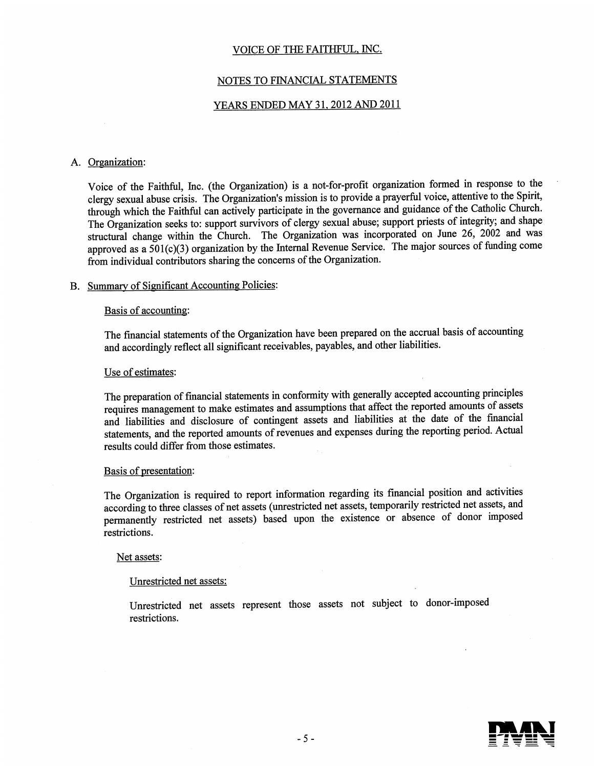VOICE OF THE FAITHFUL, INC.

NOTES TO FINANCIAL STATEMENTS

YEARS ENDED MAY 31, 2012 AND 2011

A. Organization:

Voice of the Faithful, Inc. (the Organization) is a not-for-profit organization formed in response to the clergy sexual abuse crisis. The Organization's mission is to provide a prayerful voice, attentive to the Spirit, through which the Faithful can actively participate in the governance and guidance of the Catholic Church. The Organization seeks to: support survivors of clergy sexual abuse; support priests of integrity; and shape structural change within the Church. The Organization was incorporated on June 26, 2002 and was approved as a 501(c)(3) organization by the Internal Revenue Service. The major sources of funding come from individual contributors sharing the concerns of the Organization.

B. Summary of Significant Accounting Policies:

Basis of accounting:

The financial statements of the Organization have been prepared on the accrual basis of accounting and accordingly reflect all significant receivables, payables, and other liabilities.

Use of estimates:

The preparation of financial statements in conformity with generally accepted accounting principles requires management to make estimates and assumptions that affect the reported amounts of assets and liabilities and disclosure of contingent assets and liabilities at the date of the financial statements, and the reported amounts of revenues and expenses during the reporting period. Actual results could differ from those estimates.

Basis of presentation:

The Organization is required to report information regarding its financial position and activities according to three classes of net assets (unrestricted net assets, temporarily restricted net assets, and permanently restricted net assets) based upon the existence or absence of donor imposed restrictions.

Net assets:

Unrestricted net assets:

Unrestricted net assets represent those assets not subject to donor-imposed restrictions.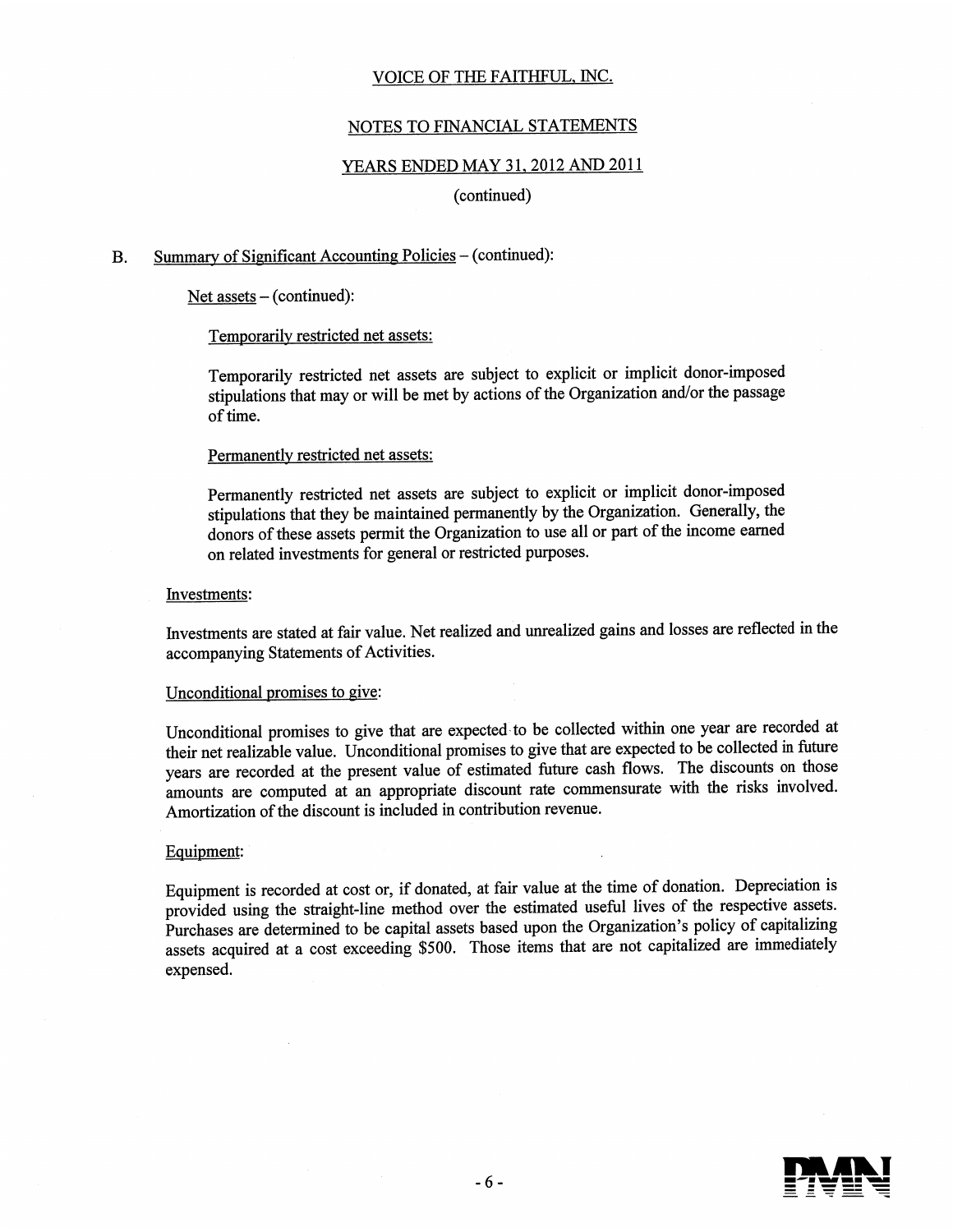B. Summary of Significant Accounting Policies – (continued):

Net assets – (continued):

Temporarily restricted net assets:

Temporarily restricted net assets are subject to explicit or implicit donor-imposed stipulations that may or will be met by actions of the Organization and/or the passage of time.

Permanently restricted net assets:

Permanently restricted net assets are subject to explicit or implicit donor-imposed stipulations that they be maintained permanently by the Organization. Generally, the donors of these assets permit the Organization to use all or part of the income earned on related investments for general or restricted purposes.

Investments:

Investments are stated at fair value. Net realized and unrealized gains and losses are reflected in the accompanying Statements of Activities.

Unconditional promises to give:

Unconditional promises to give that are expected to be collected within one year are recorded at their net realizable value. Unconditional promises to give that are expected to be collected in future years are recorded at the present value of estimated future cash flows. The discounts on those amounts are computed at an appropriate discount rate commensurate with the risks involved. Amortization of the discount is included in contribution revenue.

Equipment:

Equipment is recorded at cost or, if donated, at fair value at the time of donation. Depreciation is provided using the straight-line method over the estimated useful lives of the respective assets. Purchases are determined to be capital assets based upon the Organization's policy of capitalizing assets acquired at a cost exceeding $500. Those items that are not capitalized are immediately expensed.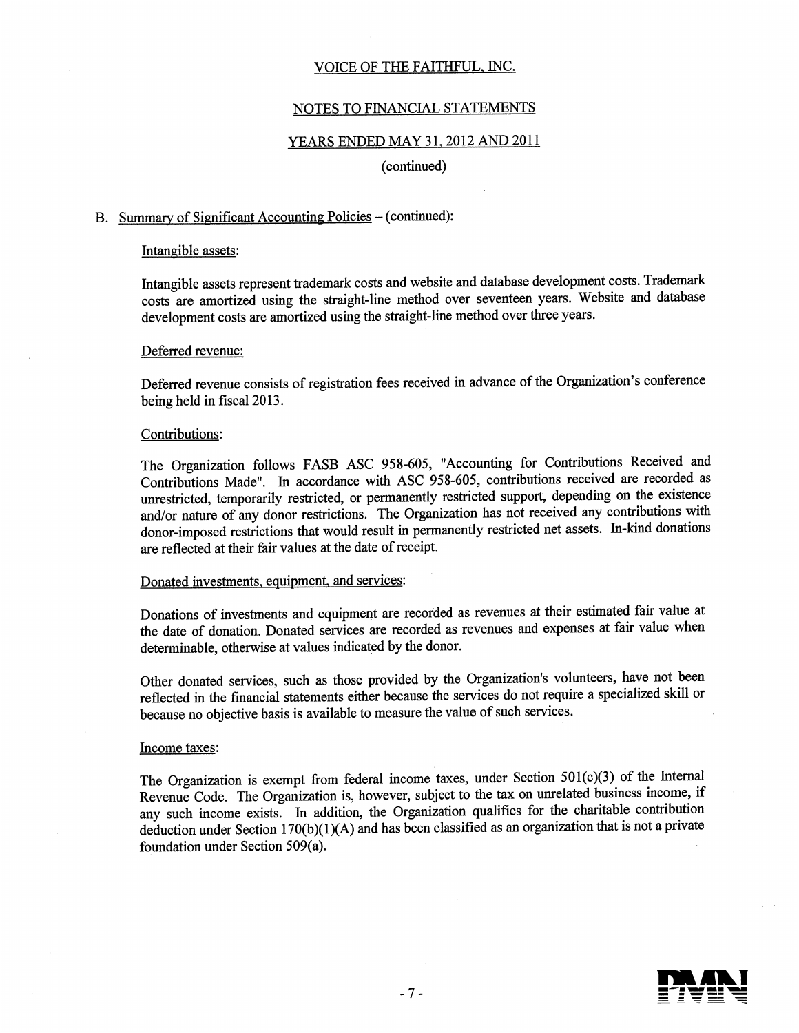VOICE OF THE FAITHFUL, INC.

NOTES TO FINANCIAL STATEMENTS

YEARS ENDED MAY 31, 2012 AND 2011

(continued)

B. Summary of Significant Accounting Policies – (continued):

Intangible assets:

Intangible assets represent trademark costs and website and database development costs. Trademark costs are amortized using the straight-line method over seventeen years. Website and database development costs are amortized using the straight-line method over three years.

Deferred revenue:

Deferred revenue consists of registration fees received in advance of the Organization's conference being held in fiscal 2013.

Contributions:

The Organization follows FASB ASC 958-605, "Accounting for Contributions Received and Contributions Made". In accordance with ASC 958-605, contributions received are recorded as unrestricted, temporarily restricted, or permanently restricted support, depending on the existence and/or nature of any donor restrictions. The Organization has not received any contributions with donor-imposed restrictions that would result in permanently restricted net assets. In-kind donations are reflected at their fair values at the date of receipt.

Donated investments, equipment, and services:

Donations of investments and equipment are recorded as revenues at their estimated fair value at the date of donation. Donated services are recorded as revenues and expenses at fair value when determinable, otherwise at values indicated by the donor.

Other donated services, such as those provided by the Organization's volunteers, have not been reflected in the financial statements either because the services do not require a specialized skill or because no objective basis is available to measure the value of such services.

Income taxes:

The Organization is exempt from federal income taxes, under Section 501(c)(3) of the Internal Revenue Code. The Organization is, however, subject to the tax on unrelated business income, if any such income exists. In addition, the Organization qualifies for the charitable contribution deduction under Section 170(b)(1)(A) and has been classified as an organization that is not a private foundation under Section 509(a).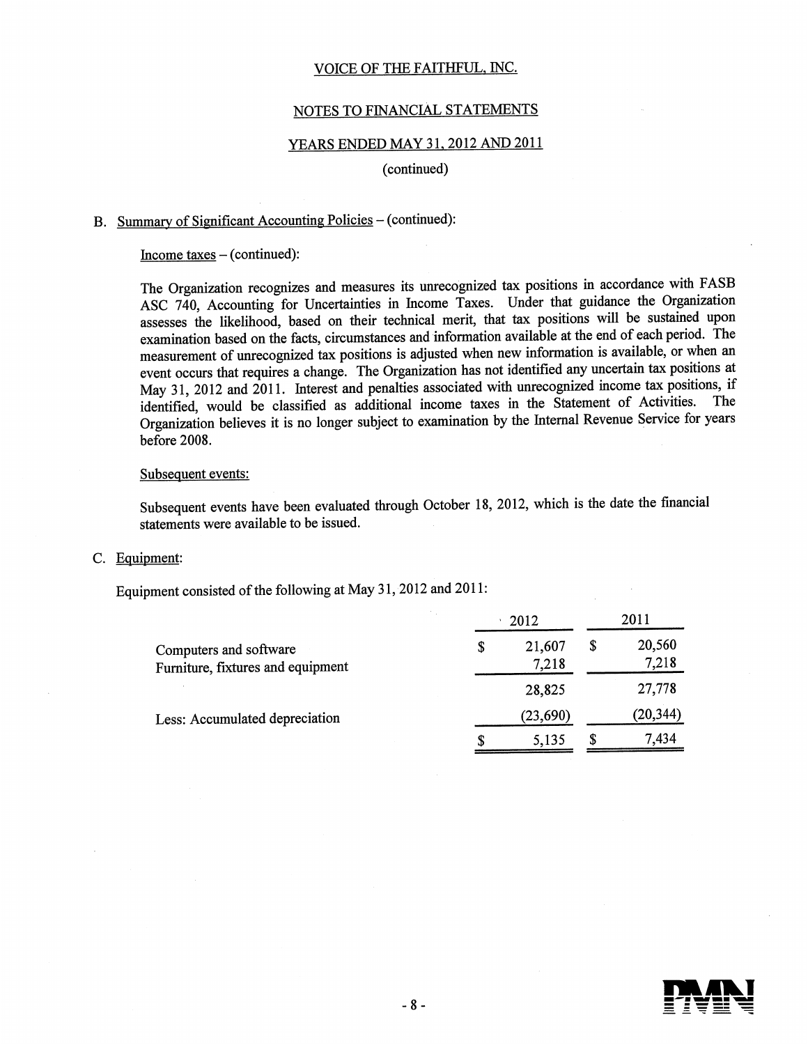VOICE OF THE FAITHFUL, INC.

NOTES TO FINANCIAL STATEMENTS

YEARS ENDED MAY 31, 2012 AND 2011

(continued)

B. Summary of Significant Accounting Policies – (continued):

Income taxes – (continued):

The Organization recognizes and measures its unrecognized tax positions in accordance with FASB ASC 740, Accounting for Uncertainties in Income Taxes. Under that guidance the Organization assesses the likelihood, based on their technical merit, that tax positions will be sustained upon examination based on the facts, circumstances and information available at the end of each period. The measurement of unrecognized tax positions is adjusted when new information is available, or when an event occurs that requires a change. The Organization has not identified any uncertain tax positions at May 31, 2012 and 2011. Interest and penalties associated with unrecognized income tax positions, if identified, would be classified as additional income taxes in the Statement of Activities. The Organization believes it is no longer subject to examination by the Internal Revenue Service for years before 2008.

Subsequent events:

Subsequent events have been evaluated through October 18, 2012, which is the date the financial statements were available to be issued.

C. Equipment:

Equipment consisted of the following at May 31, 2012 and 2011:

| | 2012 | 2011 |
|---|---|---|
| Computers and software | $ 21,607 | $ 20,560 |
| Furniture, fixtures and equipment | 7,218 | 7,218 |
| | 28,825 | 27,778 |
| Less: Accumulated depreciation | (23,690) | (20,344) |
| | $ 5,135 | $ 7,434 |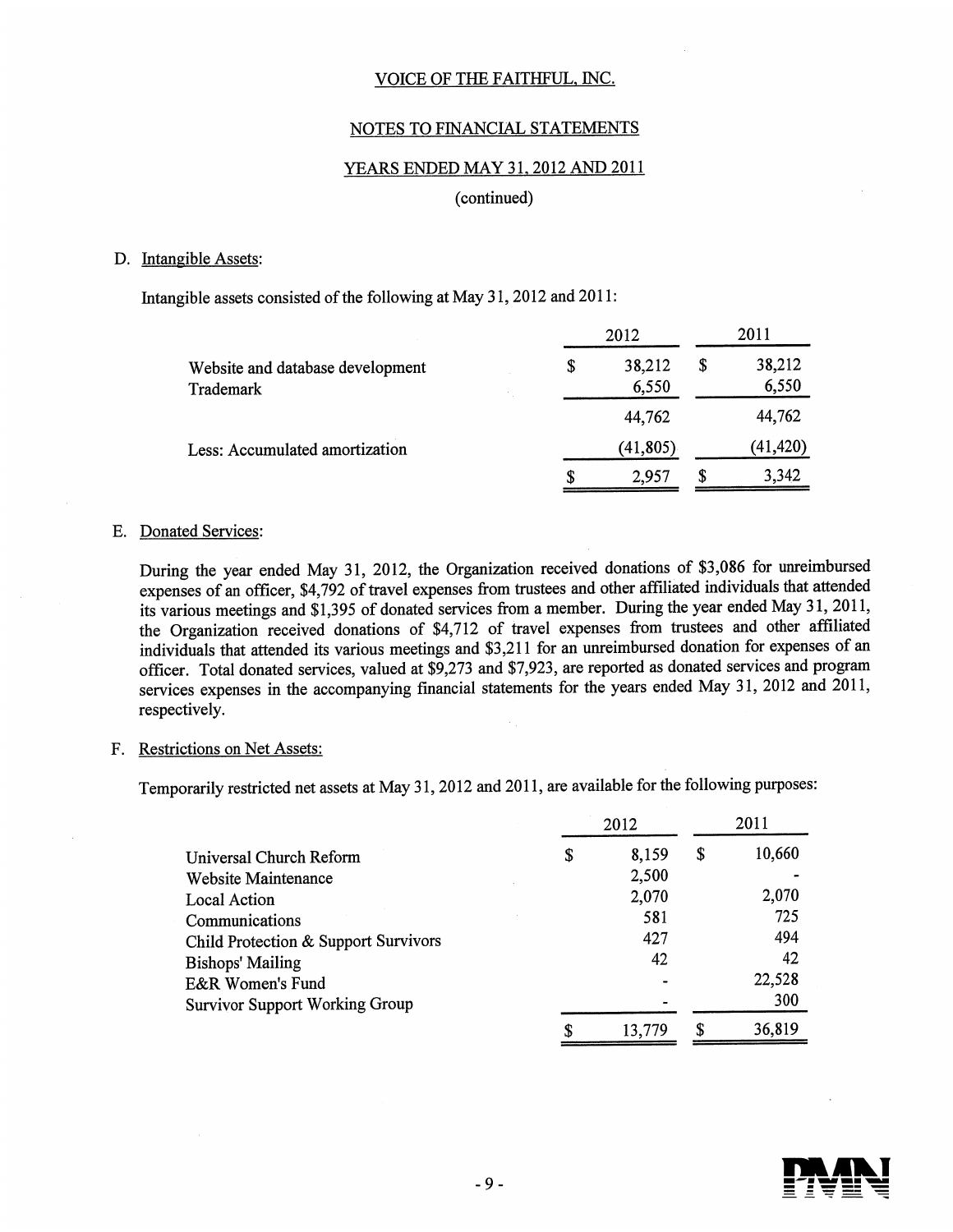VOICE OF THE FAITHFUL, INC.

NOTES TO FINANCIAL STATEMENTS

YEARS ENDED MAY 31, 2012 AND 2011

(continued)

D. Intangible Assets:

Intangible assets consisted of the following at May 31, 2012 and 2011:

| | 2012 | 2011 |
|---|---|---|
| Website and database development | $ 38,212 | $ 38,212 |
| Trademark | 6,550 | 6,550 |
| | 44,762 | 44,762 |
| Less: Accumulated amortization | (41,805) | (41,420) |
| | $ 2,957 | $ 3,342 |

E. Donated Services:

During the year ended May 31, 2012, the Organization received donations of $3,086 for unreimbursed expenses of an officer, $4,792 of travel expenses from trustees and other affiliated individuals that attended its various meetings and $1,395 of donated services from a member. During the year ended May 31, 2011, the Organization received donations of $4,712 of travel expenses from trustees and other affiliated individuals that attended its various meetings and $3,211 for an unreimbursed donation for expenses of an officer. Total donated services, valued at $9,273 and $7,923, are reported as donated services and program services expenses in the accompanying financial statements for the years ended May 31, 2012 and 2011, respectively.

F. Restrictions on Net Assets:

Temporarily restricted net assets at May 31, 2012 and 2011, are available for the following purposes:

| | 2012 | 2011 |
|---|---|---|
| Universal Church Reform | $ 8,159 | $ 10,660 |
| Website Maintenance | 2,500 | - |
| Local Action | 2,070 | 2,070 |
| Communications | 581 | 725 |
| Child Protection & Support Survivors | 427 | 494 |
| Bishops' Mailing | 42 | 42 |
| E&R Women's Fund | - | 22,528 |
| Survivor Support Working Group | - | 300 |
| | $ 13,779 | $ 36,819 |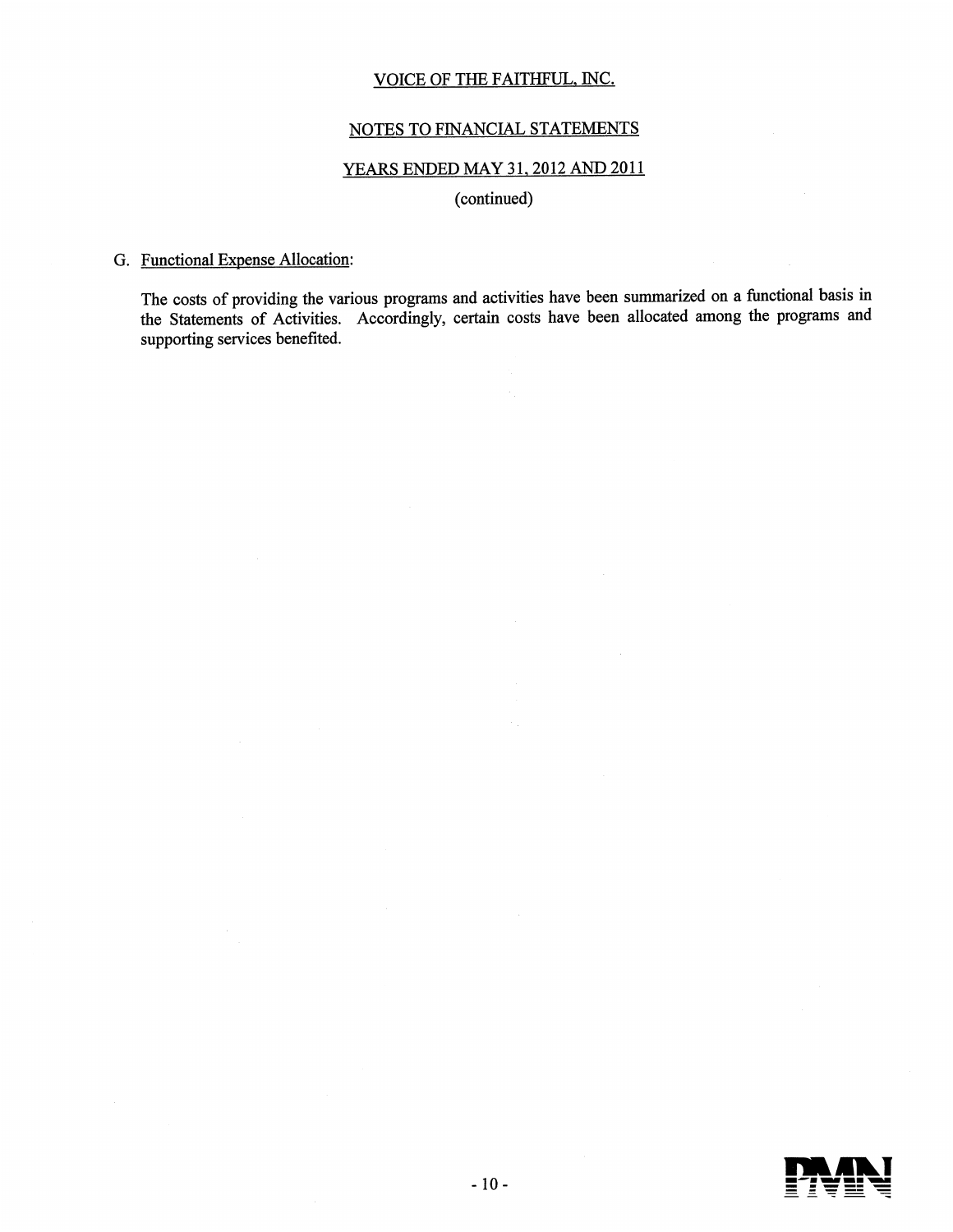VOICE OF THE FAITHFUL, INC.

NOTES TO FINANCIAL STATEMENTS

YEARS ENDED MAY 31, 2012 AND 2011

(continued)

G. Functional Expense Allocation:

The costs of providing the various programs and activities have been summarized on a functional basis in the Statements of Activities. Accordingly, certain costs have been allocated among the programs and supporting services benefited.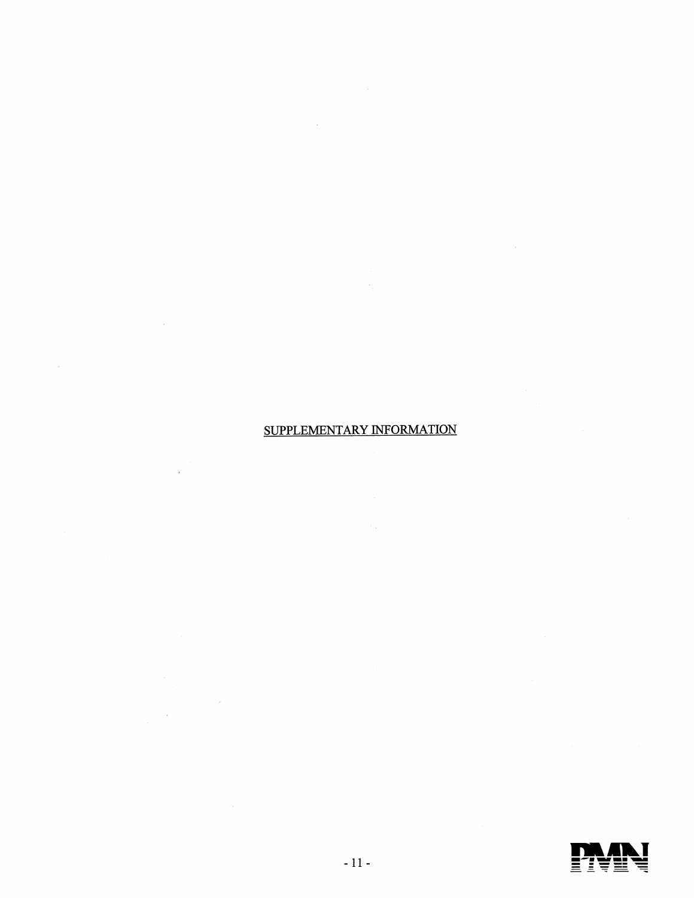# SUPPLEMENTARY INFORMATION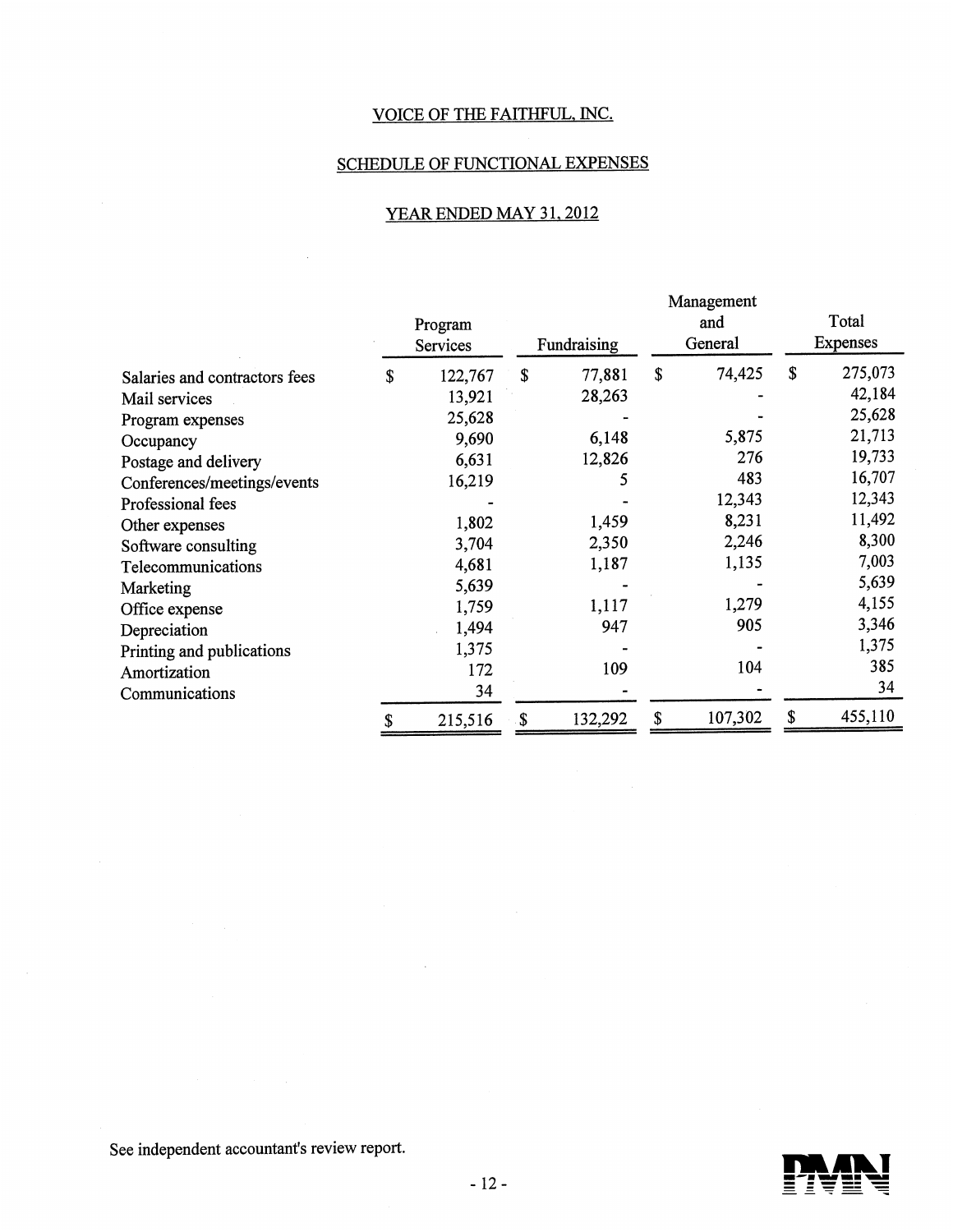VOICE OF THE FAITHFUL, INC.

SCHEDULE OF FUNCTIONAL EXPENSES

YEAR ENDED MAY 31, 2012

| | Program Services | Fundraising | Management and General | Total Expenses |
|---|---|---|---|---|
| Salaries and contractors fees | $ 122,767 | $ 77,881 | $ 74,425 | $ 275,073 |
| Mail services | 13,921 | 28,263 | - | 42,184 |
| Program expenses | 25,628 | - | - | 25,628 |
| Occupancy | 9,690 | 6,148 | 5,875 | 21,713 |
| Postage and delivery | 6,631 | 12,826 | 276 | 19,733 |
| Conferences/meetings/events | 16,219 | 5 | 483 | 16,707 |
| Professional fees | - | - | 12,343 | 12,343 |
| Other expenses | 1,802 | 1,459 | 8,231 | 11,492 |
| Software consulting | 3,704 | 2,350 | 2,246 | 8,300 |
| Telecommunications | 4,681 | 1,187 | 1,135 | 7,003 |
| Marketing | 5,639 | - | - | 5,639 |
| Office expense | 1,759 | 1,117 | 1,279 | 4,155 |
| Depreciation | 1,494 | 947 | 905 | 3,346 |
| Printing and publications | 1,375 | - | - | 1,375 |
| Amortization | 172 | 109 | 104 | 385 |
| Communications | 34 | - | - | 34 |
| | $ 215,516 | $ 132,292 | $ 107,302 | $ 455,110 |

See independent accountant's review report.